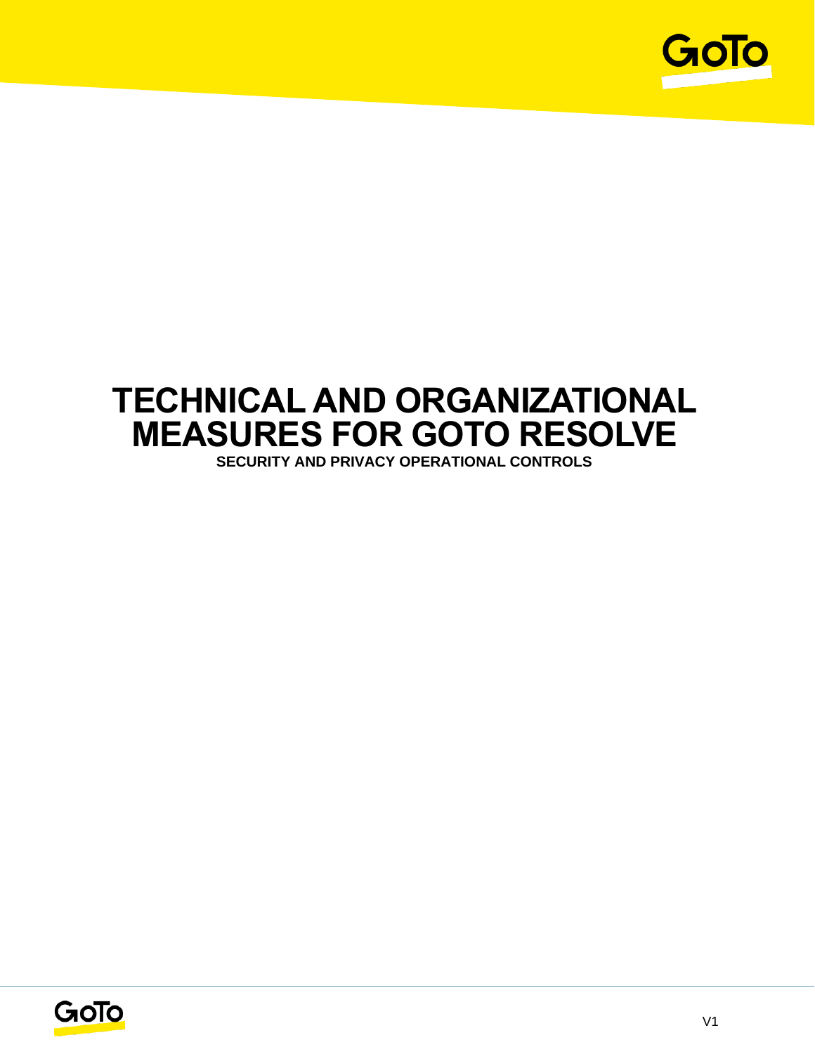# TECHNICAL AND ORGANIZATIONAL MEASURES FOR GOTO RESOLVE

**SECURITY AND PRIVACY OPERATIONAL CONTROLS**

V1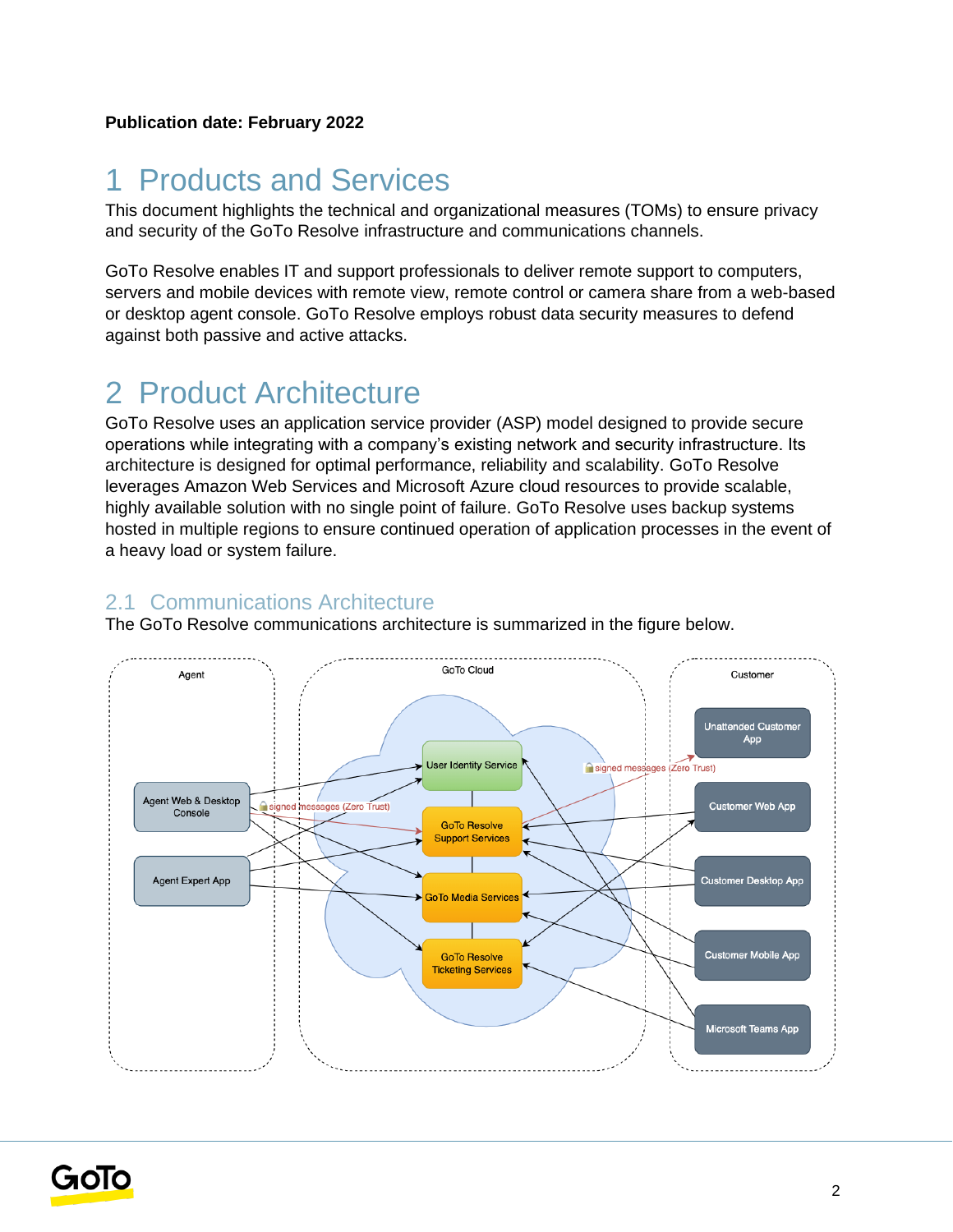**Publication date: February 2022**

# 1 Products and Services

This document highlights the technical and organizational measures (TOMs) to ensure privacy and security of the GoTo Resolve infrastructure and communications channels.

GoTo Resolve enables IT and support professionals to deliver remote support to computers, servers and mobile devices with remote view, remote control or camera share from a web-based or desktop agent console. GoTo Resolve employs robust data security measures to defend against both passive and active attacks.

# 2 Product Architecture

GoTo Resolve uses an application service provider (ASP) model designed to provide secure operations while integrating with a company's existing network and security infrastructure. Its architecture is designed for optimal performance, reliability and scalability. GoTo Resolve leverages Amazon Web Services and Microsoft Azure cloud resources to provide scalable, highly available solution with no single point of failure. GoTo Resolve uses backup systems hosted in multiple regions to ensure continued operation of application processes in the event of a heavy load or system failure.

## 2.1 Communications Architecture

The GoTo Resolve communications architecture is summarized in the figure below.

Agent | GoTo Cloud | Customer

Agent Web & Desktop Console

Agent Expert App

User Identity Service

GoTo Resolve Support Services

GoTo Media Services

GoTo Resolve Ticketing Services

signed messages (Zero Trust)

Unattended Customer App

Customer Web App

Customer Desktop App

Customer Mobile App

Microsoft Teams App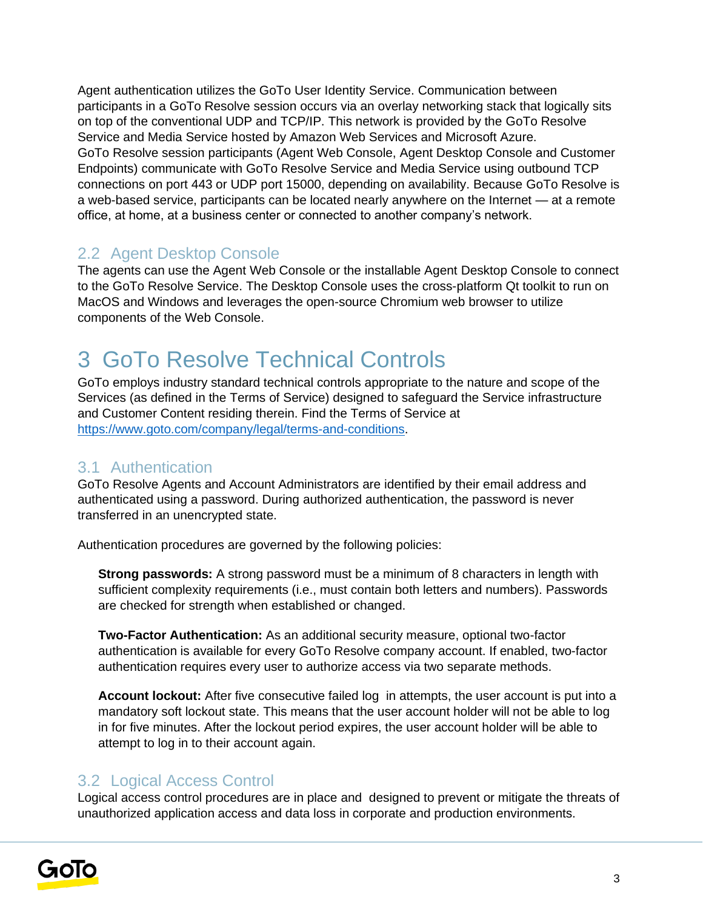Agent authentication utilizes the GoTo User Identity Service. Communication between participants in a GoTo Resolve session occurs via an overlay networking stack that logically sits on top of the conventional UDP and TCP/IP. This network is provided by the GoTo Resolve Service and Media Service hosted by Amazon Web Services and Microsoft Azure.
GoTo Resolve session participants (Agent Web Console, Agent Desktop Console and Customer Endpoints) communicate with GoTo Resolve Service and Media Service using outbound TCP connections on port 443 or UDP port 15000, depending on availability. Because GoTo Resolve is a web-based service, participants can be located nearly anywhere on the Internet — at a remote office, at home, at a business center or connected to another company's network.

## 2.2 Agent Desktop Console

The agents can use the Agent Web Console or the installable Agent Desktop Console to connect to the GoTo Resolve Service. The Desktop Console uses the cross-platform Qt toolkit to run on MacOS and Windows and leverages the open-source Chromium web browser to utilize components of the Web Console.

# 3 GoTo Resolve Technical Controls

GoTo employs industry standard technical controls appropriate to the nature and scope of the Services (as defined in the Terms of Service) designed to safeguard the Service infrastructure and Customer Content residing therein. Find the Terms of Service at https://www.goto.com/company/legal/terms-and-conditions.

## 3.1 Authentication

GoTo Resolve Agents and Account Administrators are identified by their email address and authenticated using a password. During authorized authentication, the password is never transferred in an unencrypted state.

Authentication procedures are governed by the following policies:

**Strong passwords:** A strong password must be a minimum of 8 characters in length with sufficient complexity requirements (i.e., must contain both letters and numbers). Passwords are checked for strength when established or changed.

**Two-Factor Authentication:** As an additional security measure, optional two-factor authentication is available for every GoTo Resolve company account. If enabled, two-factor authentication requires every user to authorize access via two separate methods.

**Account lockout:** After five consecutive failed log in attempts, the user account is put into a mandatory soft lockout state. This means that the user account holder will not be able to log in for five minutes. After the lockout period expires, the user account holder will be able to attempt to log in to their account again.

## 3.2 Logical Access Control

Logical access control procedures are in place and designed to prevent or mitigate the threats of unauthorized application access and data loss in corporate and production environments.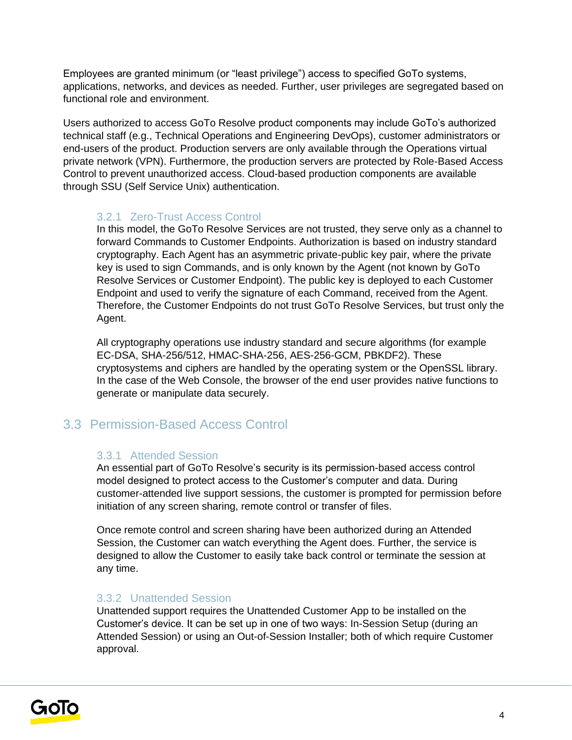Employees are granted minimum (or “least privilege”) access to specified GoTo systems, applications, networks, and devices as needed. Further, user privileges are segregated based on functional role and environment.

Users authorized to access GoTo Resolve product components may include GoTo’s authorized technical staff (e.g., Technical Operations and Engineering DevOps), customer administrators or end-users of the product. Production servers are only available through the Operations virtual private network (VPN). Furthermore, the production servers are protected by Role-Based Access Control to prevent unauthorized access. Cloud-based production components are available through SSU (Self Service Unix) authentication.

### 3.2.1 Zero-Trust Access Control

In this model, the GoTo Resolve Services are not trusted, they serve only as a channel to forward Commands to Customer Endpoints. Authorization is based on industry standard cryptography. Each Agent has an asymmetric private-public key pair, where the private key is used to sign Commands, and is only known by the Agent (not known by GoTo Resolve Services or Customer Endpoint). The public key is deployed to each Customer Endpoint and used to verify the signature of each Command, received from the Agent. Therefore, the Customer Endpoints do not trust GoTo Resolve Services, but trust only the Agent.

All cryptography operations use industry standard and secure algorithms (for example EC-DSA, SHA-256/512, HMAC-SHA-256, AES-256-GCM, PBKDF2). These cryptosystems and ciphers are handled by the operating system or the OpenSSL library. In the case of the Web Console, the browser of the end user provides native functions to generate or manipulate data securely.

## 3.3 Permission-Based Access Control

### 3.3.1 Attended Session

An essential part of GoTo Resolve’s security is its permission-based access control model designed to protect access to the Customer’s computer and data. During customer-attended live support sessions, the customer is prompted for permission before initiation of any screen sharing, remote control or transfer of files.

Once remote control and screen sharing have been authorized during an Attended Session, the Customer can watch everything the Agent does. Further, the service is designed to allow the Customer to easily take back control or terminate the session at any time.

### 3.3.2 Unattended Session

Unattended support requires the Unattended Customer App to be installed on the Customer’s device. It can be set up in one of two ways: In-Session Setup (during an Attended Session) or using an Out-of-Session Installer; both of which require Customer approval.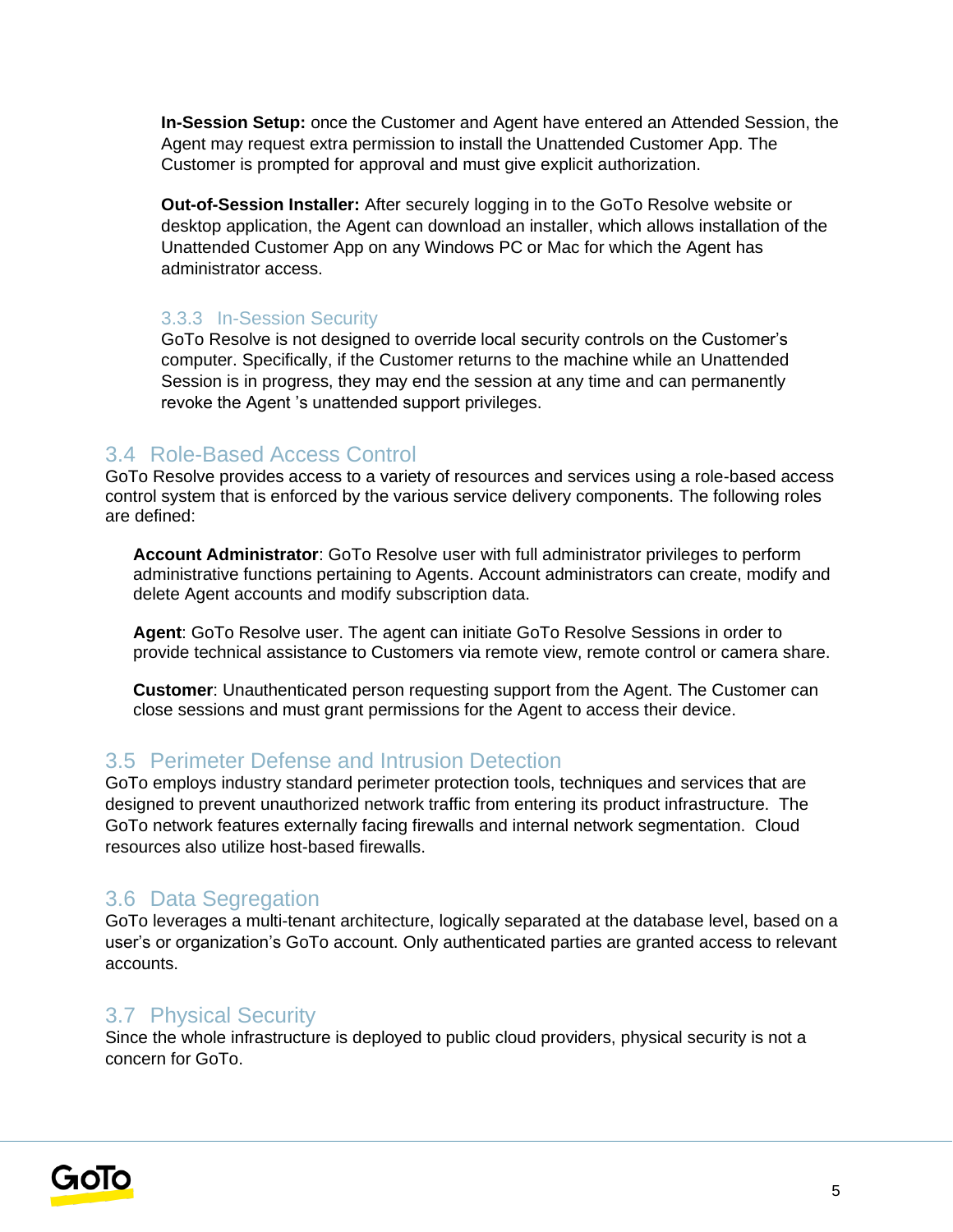**In-Session Setup:** once the Customer and Agent have entered an Attended Session, the Agent may request extra permission to install the Unattended Customer App. The Customer is prompted for approval and must give explicit authorization.

**Out-of-Session Installer:** After securely logging in to the GoTo Resolve website or desktop application, the Agent can download an installer, which allows installation of the Unattended Customer App on any Windows PC or Mac for which the Agent has administrator access.

### 3.3.3 In-Session Security

GoTo Resolve is not designed to override local security controls on the Customer's computer. Specifically, if the Customer returns to the machine while an Unattended Session is in progress, they may end the session at any time and can permanently revoke the Agent 's unattended support privileges.

## 3.4 Role-Based Access Control

GoTo Resolve provides access to a variety of resources and services using a role-based access control system that is enforced by the various service delivery components. The following roles are defined:

**Account Administrator**: GoTo Resolve user with full administrator privileges to perform administrative functions pertaining to Agents. Account administrators can create, modify and delete Agent accounts and modify subscription data.

**Agent**: GoTo Resolve user. The agent can initiate GoTo Resolve Sessions in order to provide technical assistance to Customers via remote view, remote control or camera share.

**Customer**: Unauthenticated person requesting support from the Agent. The Customer can close sessions and must grant permissions for the Agent to access their device.

## 3.5 Perimeter Defense and Intrusion Detection

GoTo employs industry standard perimeter protection tools, techniques and services that are designed to prevent unauthorized network traffic from entering its product infrastructure. The GoTo network features externally facing firewalls and internal network segmentation. Cloud resources also utilize host-based firewalls.

## 3.6 Data Segregation

GoTo leverages a multi-tenant architecture, logically separated at the database level, based on a user's or organization's GoTo account. Only authenticated parties are granted access to relevant accounts.

## 3.7 Physical Security

Since the whole infrastructure is deployed to public cloud providers, physical security is not a concern for GoTo.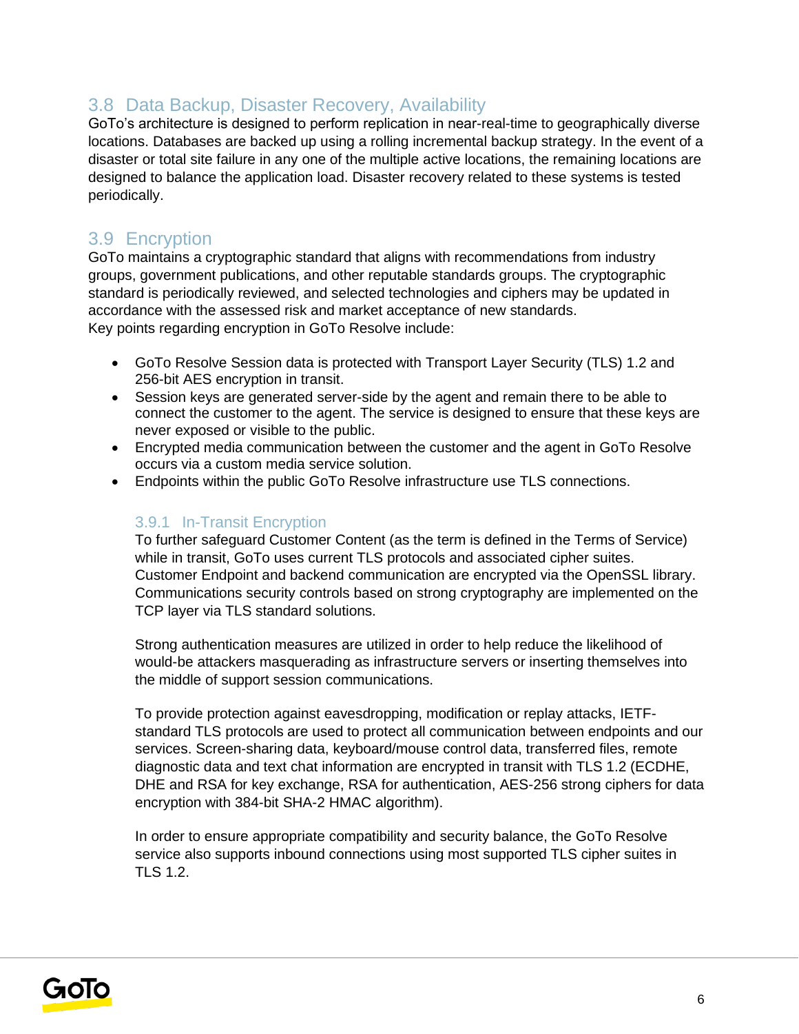## 3.8 Data Backup, Disaster Recovery, Availability

GoTo's architecture is designed to perform replication in near-real-time to geographically diverse locations. Databases are backed up using a rolling incremental backup strategy. In the event of a disaster or total site failure in any one of the multiple active locations, the remaining locations are designed to balance the application load. Disaster recovery related to these systems is tested periodically.

## 3.9 Encryption

GoTo maintains a cryptographic standard that aligns with recommendations from industry groups, government publications, and other reputable standards groups. The cryptographic standard is periodically reviewed, and selected technologies and ciphers may be updated in accordance with the assessed risk and market acceptance of new standards.
Key points regarding encryption in GoTo Resolve include:

- GoTo Resolve Session data is protected with Transport Layer Security (TLS) 1.2 and 256-bit AES encryption in transit.
- Session keys are generated server-side by the agent and remain there to be able to connect the customer to the agent. The service is designed to ensure that these keys are never exposed or visible to the public.
- Encrypted media communication between the customer and the agent in GoTo Resolve occurs via a custom media service solution.
- Endpoints within the public GoTo Resolve infrastructure use TLS connections.

### 3.9.1 In-Transit Encryption

To further safeguard Customer Content (as the term is defined in the Terms of Service) while in transit, GoTo uses current TLS protocols and associated cipher suites. Customer Endpoint and backend communication are encrypted via the OpenSSL library. Communications security controls based on strong cryptography are implemented on the TCP layer via TLS standard solutions.

Strong authentication measures are utilized in order to help reduce the likelihood of would-be attackers masquerading as infrastructure servers or inserting themselves into the middle of support session communications.

To provide protection against eavesdropping, modification or replay attacks, IETF-standard TLS protocols are used to protect all communication between endpoints and our services. Screen-sharing data, keyboard/mouse control data, transferred files, remote diagnostic data and text chat information are encrypted in transit with TLS 1.2 (ECDHE, DHE and RSA for key exchange, RSA for authentication, AES-256 strong ciphers for data encryption with 384-bit SHA-2 HMAC algorithm).

In order to ensure appropriate compatibility and security balance, the GoTo Resolve service also supports inbound connections using most supported TLS cipher suites in TLS 1.2.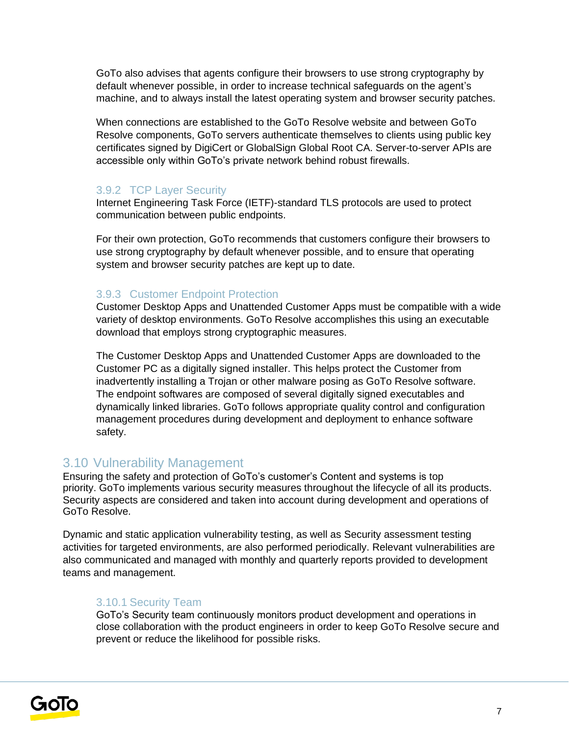GoTo also advises that agents configure their browsers to use strong cryptography by default whenever possible, in order to increase technical safeguards on the agent's machine, and to always install the latest operating system and browser security patches.

When connections are established to the GoTo Resolve website and between GoTo Resolve components, GoTo servers authenticate themselves to clients using public key certificates signed by DigiCert or GlobalSign Global Root CA. Server-to-server APIs are accessible only within GoTo's private network behind robust firewalls.

### 3.9.2 TCP Layer Security

Internet Engineering Task Force (IETF)-standard TLS protocols are used to protect communication between public endpoints.

For their own protection, GoTo recommends that customers configure their browsers to use strong cryptography by default whenever possible, and to ensure that operating system and browser security patches are kept up to date.

### 3.9.3 Customer Endpoint Protection

Customer Desktop Apps and Unattended Customer Apps must be compatible with a wide variety of desktop environments. GoTo Resolve accomplishes this using an executable download that employs strong cryptographic measures.

The Customer Desktop Apps and Unattended Customer Apps are downloaded to the Customer PC as a digitally signed installer. This helps protect the Customer from inadvertently installing a Trojan or other malware posing as GoTo Resolve software. The endpoint softwares are composed of several digitally signed executables and dynamically linked libraries. GoTo follows appropriate quality control and configuration management procedures during development and deployment to enhance software safety.

## 3.10 Vulnerability Management

Ensuring the safety and protection of GoTo's customer's Content and systems is top priority. GoTo implements various security measures throughout the lifecycle of all its products. Security aspects are considered and taken into account during development and operations of GoTo Resolve.

Dynamic and static application vulnerability testing, as well as Security assessment testing activities for targeted environments, are also performed periodically. Relevant vulnerabilities are also communicated and managed with monthly and quarterly reports provided to development teams and management.

### 3.10.1 Security Team

GoTo's Security team continuously monitors product development and operations in close collaboration with the product engineers in order to keep GoTo Resolve secure and prevent or reduce the likelihood for possible risks.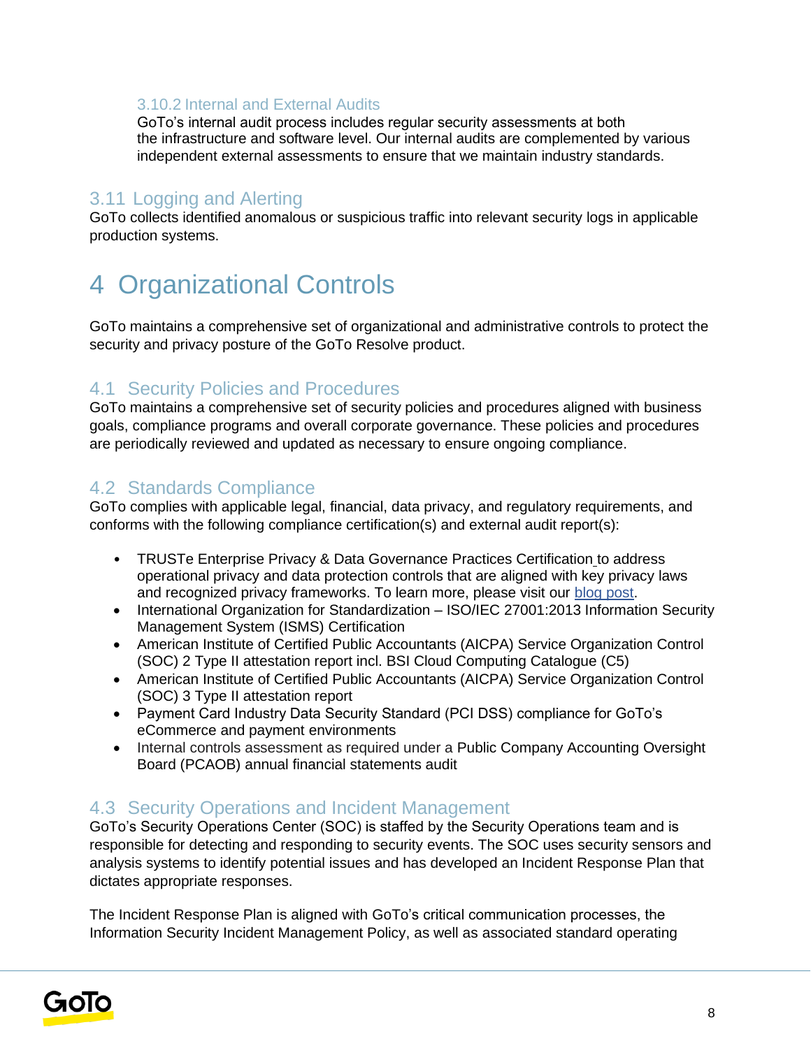#### 3.10.2 Internal and External Audits

GoTo's internal audit process includes regular security assessments at both the infrastructure and software level. Our internal audits are complemented by various independent external assessments to ensure that we maintain industry standards.

### 3.11 Logging and Alerting

GoTo collects identified anomalous or suspicious traffic into relevant security logs in applicable production systems.

# 4 Organizational Controls

GoTo maintains a comprehensive set of organizational and administrative controls to protect the security and privacy posture of the GoTo Resolve product.

## 4.1 Security Policies and Procedures

GoTo maintains a comprehensive set of security policies and procedures aligned with business goals, compliance programs and overall corporate governance. These policies and procedures are periodically reviewed and updated as necessary to ensure ongoing compliance.

## 4.2 Standards Compliance

GoTo complies with applicable legal, financial, data privacy, and regulatory requirements, and conforms with the following compliance certification(s) and external audit report(s):

- TRUSTe Enterprise Privacy & Data Governance Practices Certification to address operational privacy and data protection controls that are aligned with key privacy laws and recognized privacy frameworks. To learn more, please visit our blog post.
- International Organization for Standardization – ISO/IEC 27001:2013 Information Security Management System (ISMS) Certification
- American Institute of Certified Public Accountants (AICPA) Service Organization Control (SOC) 2 Type II attestation report incl. BSI Cloud Computing Catalogue (C5)
- American Institute of Certified Public Accountants (AICPA) Service Organization Control (SOC) 3 Type II attestation report
- Payment Card Industry Data Security Standard (PCI DSS) compliance for GoTo's eCommerce and payment environments
- Internal controls assessment as required under a Public Company Accounting Oversight Board (PCAOB) annual financial statements audit

## 4.3 Security Operations and Incident Management

GoTo's Security Operations Center (SOC) is staffed by the Security Operations team and is responsible for detecting and responding to security events. The SOC uses security sensors and analysis systems to identify potential issues and has developed an Incident Response Plan that dictates appropriate responses.

The Incident Response Plan is aligned with GoTo's critical communication processes, the Information Security Incident Management Policy, as well as associated standard operating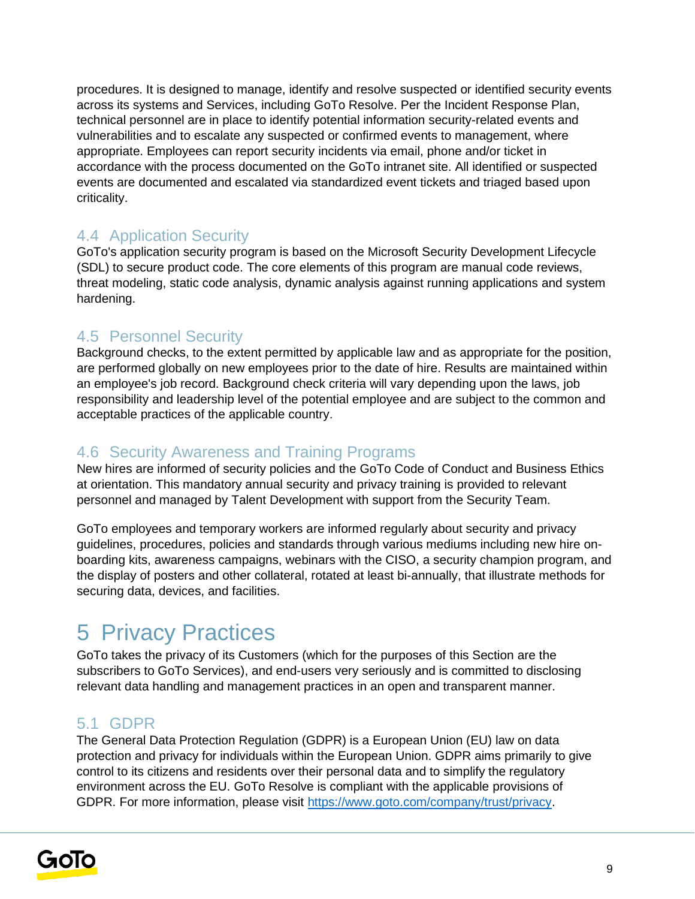procedures. It is designed to manage, identify and resolve suspected or identified security events across its systems and Services, including GoTo Resolve. Per the Incident Response Plan, technical personnel are in place to identify potential information security-related events and vulnerabilities and to escalate any suspected or confirmed events to management, where appropriate. Employees can report security incidents via email, phone and/or ticket in accordance with the process documented on the GoTo intranet site. All identified or suspected events are documented and escalated via standardized event tickets and triaged based upon criticality.

### 4.4 Application Security

GoTo's application security program is based on the Microsoft Security Development Lifecycle (SDL) to secure product code. The core elements of this program are manual code reviews, threat modeling, static code analysis, dynamic analysis against running applications and system hardening.

### 4.5 Personnel Security

Background checks, to the extent permitted by applicable law and as appropriate for the position, are performed globally on new employees prior to the date of hire. Results are maintained within an employee's job record. Background check criteria will vary depending upon the laws, job responsibility and leadership level of the potential employee and are subject to the common and acceptable practices of the applicable country.

### 4.6 Security Awareness and Training Programs

New hires are informed of security policies and the GoTo Code of Conduct and Business Ethics at orientation. This mandatory annual security and privacy training is provided to relevant personnel and managed by Talent Development with support from the Security Team.

GoTo employees and temporary workers are informed regularly about security and privacy guidelines, procedures, policies and standards through various mediums including new hire on-boarding kits, awareness campaigns, webinars with the CISO, a security champion program, and the display of posters and other collateral, rotated at least bi-annually, that illustrate methods for securing data, devices, and facilities.

## 5 Privacy Practices

GoTo takes the privacy of its Customers (which for the purposes of this Section are the subscribers to GoTo Services), and end-users very seriously and is committed to disclosing relevant data handling and management practices in an open and transparent manner.

### 5.1 GDPR

The General Data Protection Regulation (GDPR) is a European Union (EU) law on data protection and privacy for individuals within the European Union. GDPR aims primarily to give control to its citizens and residents over their personal data and to simplify the regulatory environment across the EU. GoTo Resolve is compliant with the applicable provisions of GDPR. For more information, please visit [https://www.goto.com/company/trust/privacy](https://www.goto.com/company/trust/privacy).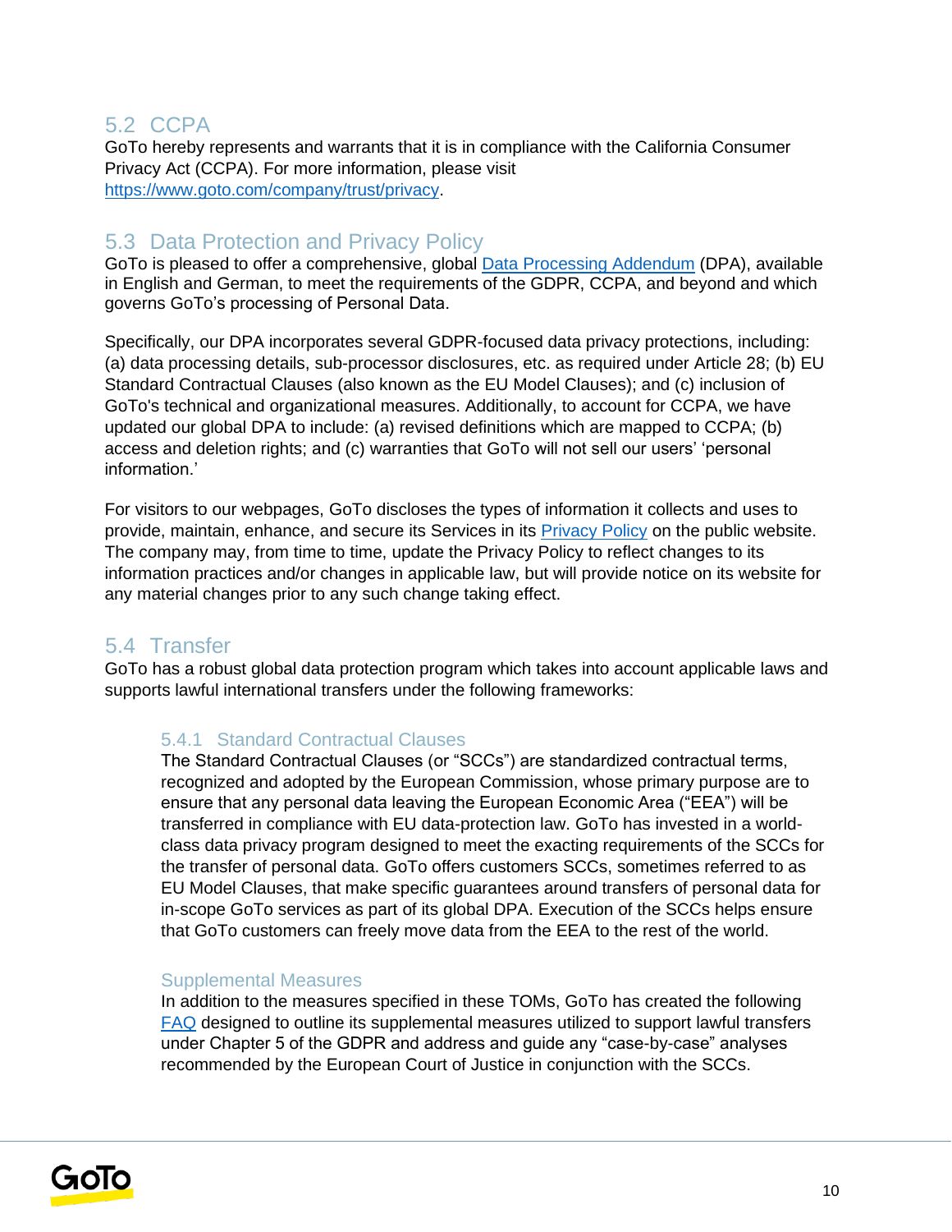## 5.2 CCPA

GoTo hereby represents and warrants that it is in compliance with the California Consumer Privacy Act (CCPA). For more information, please visit https://www.goto.com/company/trust/privacy.

## 5.3 Data Protection and Privacy Policy

GoTo is pleased to offer a comprehensive, global Data Processing Addendum (DPA), available in English and German, to meet the requirements of the GDPR, CCPA, and beyond and which governs GoTo's processing of Personal Data.

Specifically, our DPA incorporates several GDPR-focused data privacy protections, including: (a) data processing details, sub-processor disclosures, etc. as required under Article 28; (b) EU Standard Contractual Clauses (also known as the EU Model Clauses); and (c) inclusion of GoTo's technical and organizational measures. Additionally, to account for CCPA, we have updated our global DPA to include: (a) revised definitions which are mapped to CCPA; (b) access and deletion rights; and (c) warranties that GoTo will not sell our users' 'personal information.'

For visitors to our webpages, GoTo discloses the types of information it collects and uses to provide, maintain, enhance, and secure its Services in its Privacy Policy on the public website. The company may, from time to time, update the Privacy Policy to reflect changes to its information practices and/or changes in applicable law, but will provide notice on its website for any material changes prior to any such change taking effect.

## 5.4 Transfer

GoTo has a robust global data protection program which takes into account applicable laws and supports lawful international transfers under the following frameworks:

### 5.4.1 Standard Contractual Clauses

The Standard Contractual Clauses (or "SCCs") are standardized contractual terms, recognized and adopted by the European Commission, whose primary purpose are to ensure that any personal data leaving the European Economic Area ("EEA") will be transferred in compliance with EU data-protection law. GoTo has invested in a world-class data privacy program designed to meet the exacting requirements of the SCCs for the transfer of personal data. GoTo offers customers SCCs, sometimes referred to as EU Model Clauses, that make specific guarantees around transfers of personal data for in-scope GoTo services as part of its global DPA. Execution of the SCCs helps ensure that GoTo customers can freely move data from the EEA to the rest of the world.

#### Supplemental Measures

In addition to the measures specified in these TOMs, GoTo has created the following FAQ designed to outline its supplemental measures utilized to support lawful transfers under Chapter 5 of the GDPR and address and guide any "case-by-case" analyses recommended by the European Court of Justice in conjunction with the SCCs.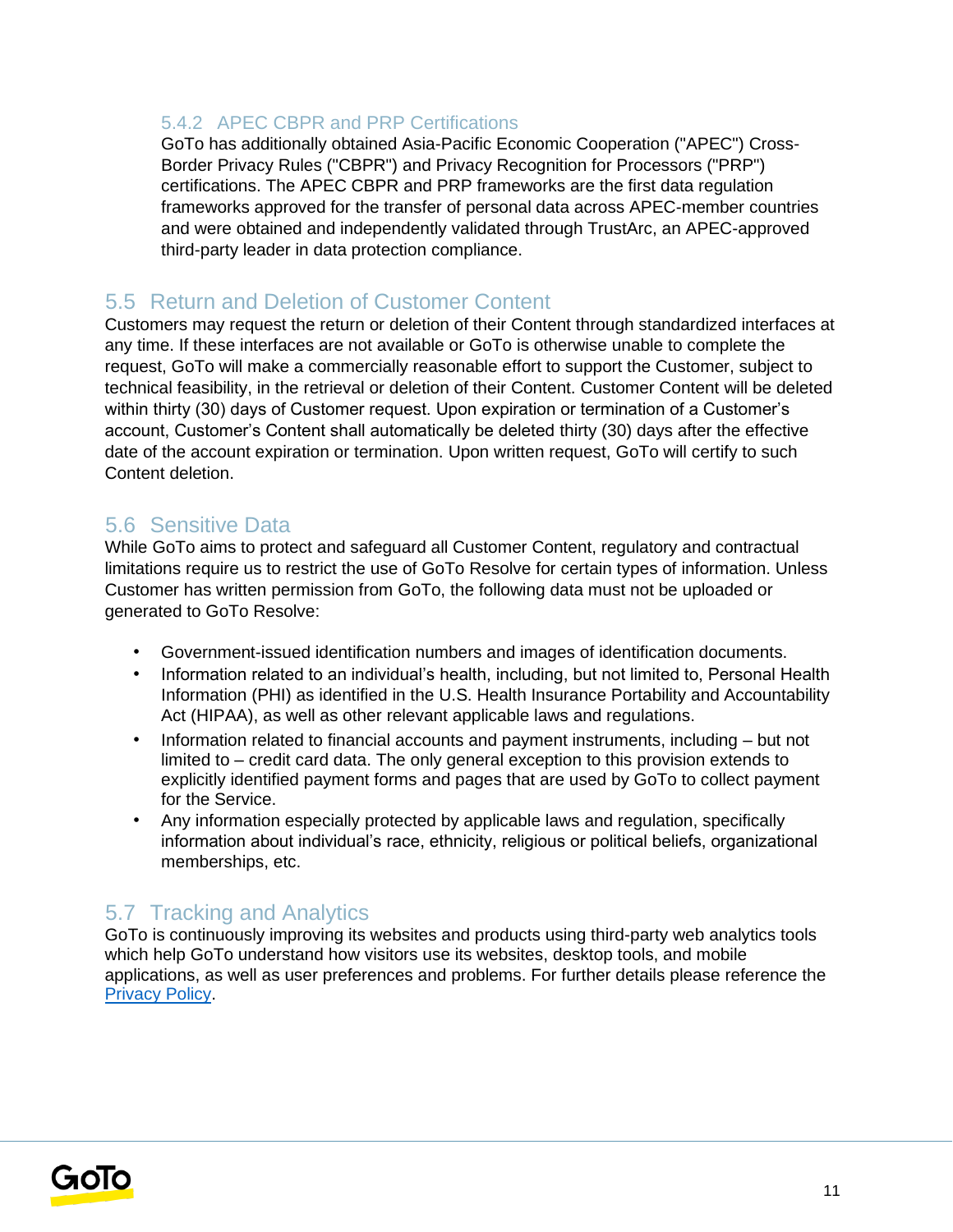#### 5.4.2 APEC CBPR and PRP Certifications

GoTo has additionally obtained Asia-Pacific Economic Cooperation ("APEC") Cross-Border Privacy Rules ("CBPR") and Privacy Recognition for Processors ("PRP") certifications. The APEC CBPR and PRP frameworks are the first data regulation frameworks approved for the transfer of personal data across APEC-member countries and were obtained and independently validated through TrustArc, an APEC-approved third-party leader in data protection compliance.

### 5.5 Return and Deletion of Customer Content

Customers may request the return or deletion of their Content through standardized interfaces at any time. If these interfaces are not available or GoTo is otherwise unable to complete the request, GoTo will make a commercially reasonable effort to support the Customer, subject to technical feasibility, in the retrieval or deletion of their Content. Customer Content will be deleted within thirty (30) days of Customer request. Upon expiration or termination of a Customer's account, Customer's Content shall automatically be deleted thirty (30) days after the effective date of the account expiration or termination. Upon written request, GoTo will certify to such Content deletion.

### 5.6 Sensitive Data

While GoTo aims to protect and safeguard all Customer Content, regulatory and contractual limitations require us to restrict the use of GoTo Resolve for certain types of information. Unless Customer has written permission from GoTo, the following data must not be uploaded or generated to GoTo Resolve:

- Government-issued identification numbers and images of identification documents.
- Information related to an individual's health, including, but not limited to, Personal Health Information (PHI) as identified in the U.S. Health Insurance Portability and Accountability Act (HIPAA), as well as other relevant applicable laws and regulations.
- Information related to financial accounts and payment instruments, including – but not limited to – credit card data. The only general exception to this provision extends to explicitly identified payment forms and pages that are used by GoTo to collect payment for the Service.
- Any information especially protected by applicable laws and regulation, specifically information about individual's race, ethnicity, religious or political beliefs, organizational memberships, etc.

### 5.7 Tracking and Analytics

GoTo is continuously improving its websites and products using third-party web analytics tools which help GoTo understand how visitors use its websites, desktop tools, and mobile applications, as well as user preferences and problems. For further details please reference the Privacy Policy.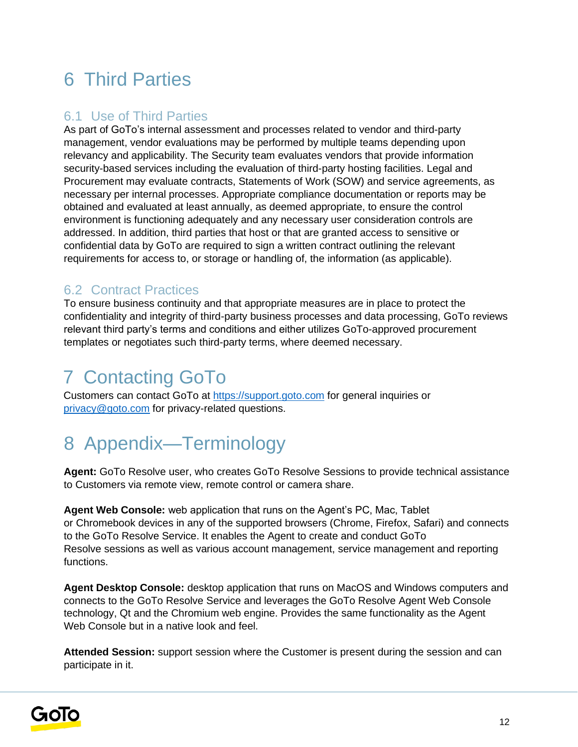# 6 Third Parties

## 6.1 Use of Third Parties

As part of GoTo's internal assessment and processes related to vendor and third-party management, vendor evaluations may be performed by multiple teams depending upon relevancy and applicability. The Security team evaluates vendors that provide information security-based services including the evaluation of third-party hosting facilities. Legal and Procurement may evaluate contracts, Statements of Work (SOW) and service agreements, as necessary per internal processes. Appropriate compliance documentation or reports may be obtained and evaluated at least annually, as deemed appropriate, to ensure the control environment is functioning adequately and any necessary user consideration controls are addressed. In addition, third parties that host or that are granted access to sensitive or confidential data by GoTo are required to sign a written contract outlining the relevant requirements for access to, or storage or handling of, the information (as applicable).

## 6.2 Contract Practices

To ensure business continuity and that appropriate measures are in place to protect the confidentiality and integrity of third-party business processes and data processing, GoTo reviews relevant third party's terms and conditions and either utilizes GoTo-approved procurement templates or negotiates such third-party terms, where deemed necessary.

# 7 Contacting GoTo

Customers can contact GoTo at [https://support.goto.com](https://support.goto.com) for general inquiries or [privacy@goto.com](mailto:privacy@goto.com) for privacy-related questions.

# 8 Appendix—Terminology

**Agent:** GoTo Resolve user, who creates GoTo Resolve Sessions to provide technical assistance to Customers via remote view, remote control or camera share.

**Agent Web Console:** web application that runs on the Agent's PC, Mac, Tablet or Chromebook devices in any of the supported browsers (Chrome, Firefox, Safari) and connects to the GoTo Resolve Service. It enables the Agent to create and conduct GoTo Resolve sessions as well as various account management, service management and reporting functions.

**Agent Desktop Console:** desktop application that runs on MacOS and Windows computers and connects to the GoTo Resolve Service and leverages the GoTo Resolve Agent Web Console technology, Qt and the Chromium web engine. Provides the same functionality as the Agent Web Console but in a native look and feel.

**Attended Session:** support session where the Customer is present during the session and can participate in it.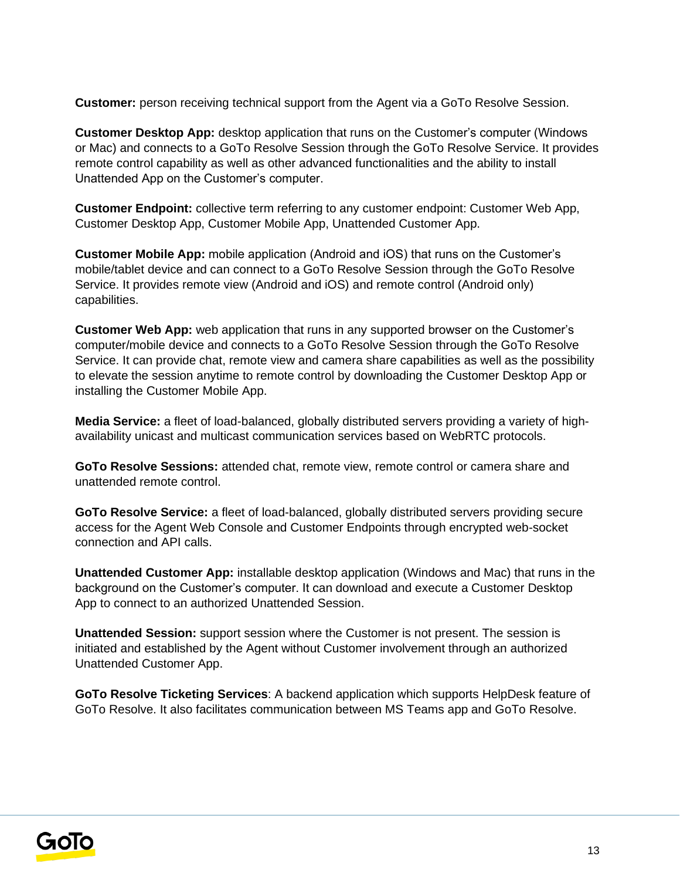**Customer:** person receiving technical support from the Agent via a GoTo Resolve Session.

**Customer Desktop App:** desktop application that runs on the Customer's computer (Windows or Mac) and connects to a GoTo Resolve Session through the GoTo Resolve Service. It provides remote control capability as well as other advanced functionalities and the ability to install Unattended App on the Customer's computer.

**Customer Endpoint:** collective term referring to any customer endpoint: Customer Web App, Customer Desktop App, Customer Mobile App, Unattended Customer App.

**Customer Mobile App:** mobile application (Android and iOS) that runs on the Customer's mobile/tablet device and can connect to a GoTo Resolve Session through the GoTo Resolve Service. It provides remote view (Android and iOS) and remote control (Android only) capabilities.

**Customer Web App:** web application that runs in any supported browser on the Customer's computer/mobile device and connects to a GoTo Resolve Session through the GoTo Resolve Service. It can provide chat, remote view and camera share capabilities as well as the possibility to elevate the session anytime to remote control by downloading the Customer Desktop App or installing the Customer Mobile App.

**Media Service:** a fleet of load-balanced, globally distributed servers providing a variety of high-availability unicast and multicast communication services based on WebRTC protocols.

**GoTo Resolve Sessions:** attended chat, remote view, remote control or camera share and unattended remote control.

**GoTo Resolve Service:** a fleet of load-balanced, globally distributed servers providing secure access for the Agent Web Console and Customer Endpoints through encrypted web-socket connection and API calls.

**Unattended Customer App:** installable desktop application (Windows and Mac) that runs in the background on the Customer's computer. It can download and execute a Customer Desktop App to connect to an authorized Unattended Session.

**Unattended Session:** support session where the Customer is not present. The session is initiated and established by the Agent without Customer involvement through an authorized Unattended Customer App.

**GoTo Resolve Ticketing Services**: A backend application which supports HelpDesk feature of GoTo Resolve. It also facilitates communication between MS Teams app and GoTo Resolve.